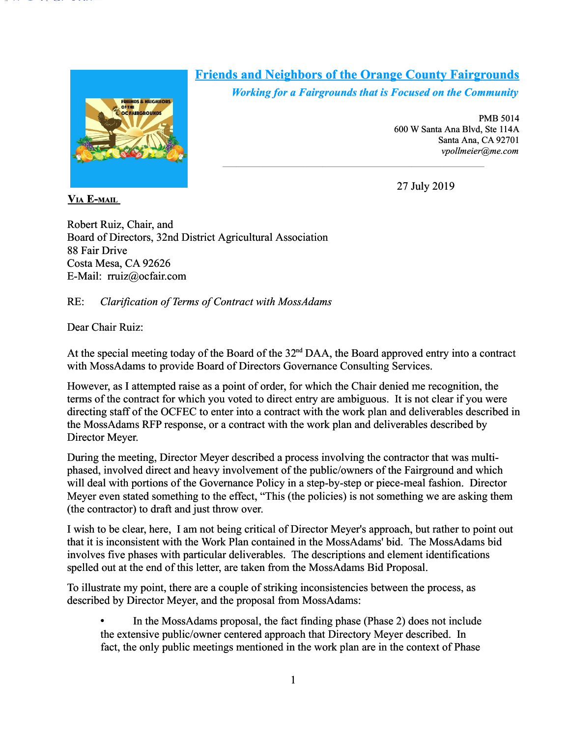# [Friends and Neighbors of the Orange County Fairgrounds](#)

***Working for a Fairgrounds that is Focused on the Community***

PMB 5014
600 W Santa Ana Blvd, Ste 114A
Santa Ana, CA 92701
*vpollmeier@me.com*

27 July 2019

**Via E-mail**

Robert Ruiz, Chair, and
Board of Directors, 32nd District Agricultural Association
88 Fair Drive
Costa Mesa, CA 92626
E-Mail: rruiz@ocfair.com

RE: *Clarification of Terms of Contract with MossAdams*

Dear Chair Ruiz:

At the special meeting today of the Board of the 32nd DAA, the Board approved entry into a contract with MossAdams to provide Board of Directors Governance Consulting Services.

However, as I attempted raise as a point of order, for which the Chair denied me recognition, the terms of the contract for which you voted to direct entry are ambiguous. It is not clear if you were directing staff of the OCFEC to enter into a contract with the work plan and deliverables described in the MossAdams RFP response, or a contract with the work plan and deliverables described by Director Meyer.

During the meeting, Director Meyer described a process involving the contractor that was multi-phased, involved direct and heavy involvement of the public/owners of the Fairground and which will deal with portions of the Governance Policy in a step-by-step or piece-meal fashion. Director Meyer even stated something to the effect, "This (the policies) is not something we are asking them (the contractor) to draft and just throw over.

I wish to be clear, here, I am not being critical of Director Meyer's approach, but rather to point out that it is inconsistent with the Work Plan contained in the MossAdams' bid. The MossAdams bid involves five phases with particular deliverables. The descriptions and element identifications spelled out at the end of this letter, are taken from the MossAdams Bid Proposal.

To illustrate my point, there are a couple of striking inconsistencies between the process, as described by Director Meyer, and the proposal from MossAdams:

- In the MossAdams proposal, the fact finding phase (Phase 2) does not include the extensive public/owner centered approach that Directory Meyer described. In fact, the only public meetings mentioned in the work plan are in the context of Phase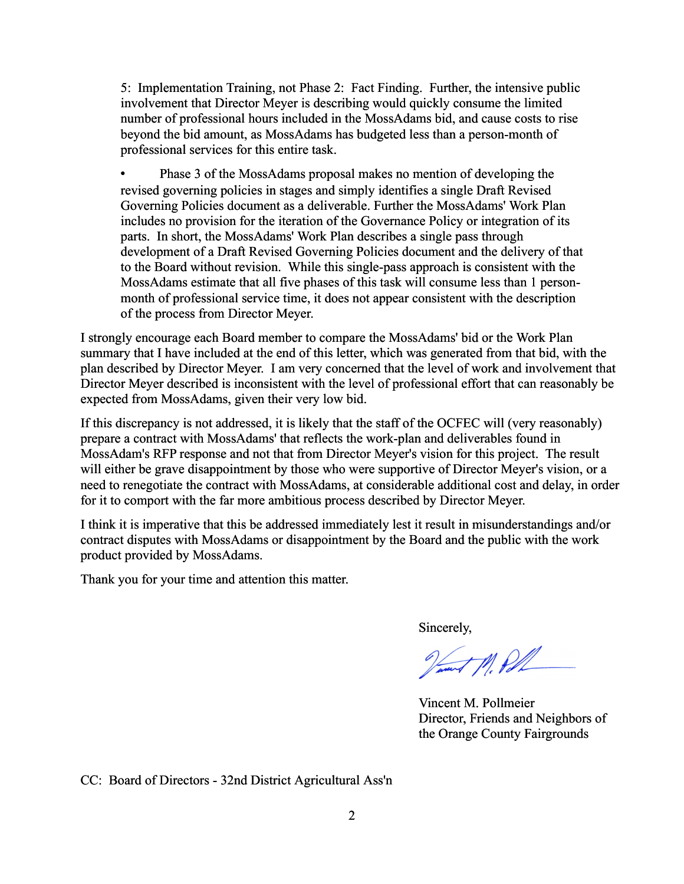5: Implementation Training, not Phase 2: Fact Finding. Further, the intensive public involvement that Director Meyer is describing would quickly consume the limited number of professional hours included in the MossAdams bid, and cause costs to rise beyond the bid amount, as MossAdams has budgeted less than a person-month of professional services for this entire task.

- Phase 3 of the MossAdams proposal makes no mention of developing the revised governing policies in stages and simply identifies a single Draft Revised Governing Policies document as a deliverable. Further the MossAdams' Work Plan includes no provision for the iteration of the Governance Policy or integration of its parts. In short, the MossAdams' Work Plan describes a single pass through development of a Draft Revised Governing Policies document and the delivery of that to the Board without revision. While this single-pass approach is consistent with the MossAdams estimate that all five phases of this task will consume less than 1 person-month of professional service time, it does not appear consistent with the description of the process from Director Meyer.

I strongly encourage each Board member to compare the MossAdams' bid or the Work Plan summary that I have included at the end of this letter, which was generated from that bid, with the plan described by Director Meyer. I am very concerned that the level of work and involvement that Director Meyer described is inconsistent with the level of professional effort that can reasonably be expected from MossAdams, given their very low bid.

If this discrepancy is not addressed, it is likely that the staff of the OCFEC will (very reasonably) prepare a contract with MossAdams' that reflects the work-plan and deliverables found in MossAdam's RFP response and not that from Director Meyer's vision for this project. The result will either be grave disappointment by those who were supportive of Director Meyer's vision, or a need to renegotiate the contract with MossAdams, at considerable additional cost and delay, in order for it to comport with the far more ambitious process described by Director Meyer.

I think it is imperative that this be addressed immediately lest it result in misunderstandings and/or contract disputes with MossAdams or disappointment by the Board and the public with the work product provided by MossAdams.

Thank you for your time and attention this matter.

Sincerely,

Vincent M. Pollmeier
Director, Friends and Neighbors of the Orange County Fairgrounds

CC: Board of Directors - 32nd District Agricultural Ass'n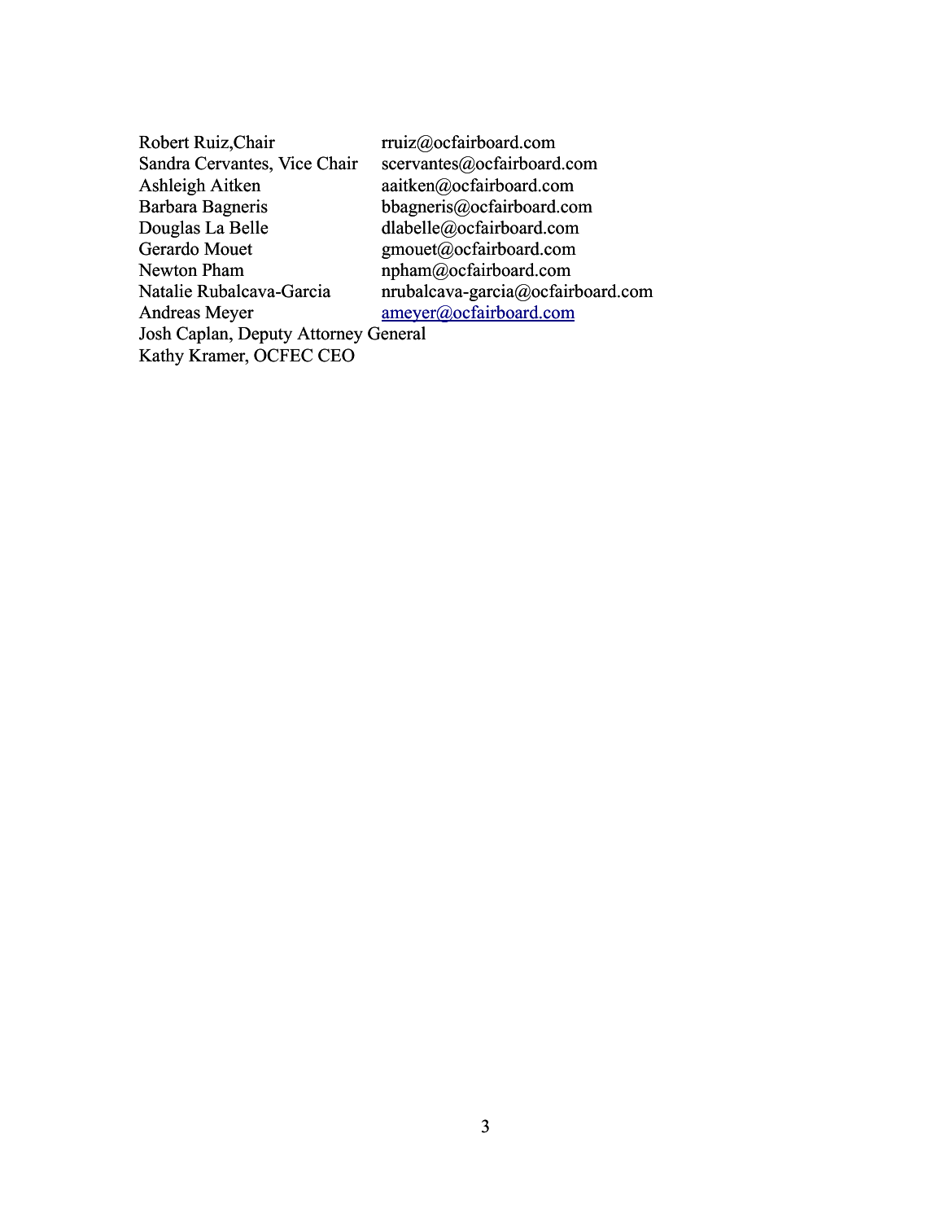Robert Ruiz,Chair rruiz@ocfairboard.com
Sandra Cervantes, Vice Chair scervantes@ocfairboard.com
Ashleigh Aitken aaitken@ocfairboard.com
Barbara Bagneris bbagneris@ocfairboard.com
Douglas La Belle dlabelle@ocfairboard.com
Gerardo Mouet gmouet@ocfairboard.com
Newton Pham npham@ocfairboard.com
Natalie Rubalcava-Garcia nrubalcava-garcia@ocfairboard.com
Andreas Meyer ameyer@ocfairboard.com
Josh Caplan, Deputy Attorney General
Kathy Kramer, OCFEC CEO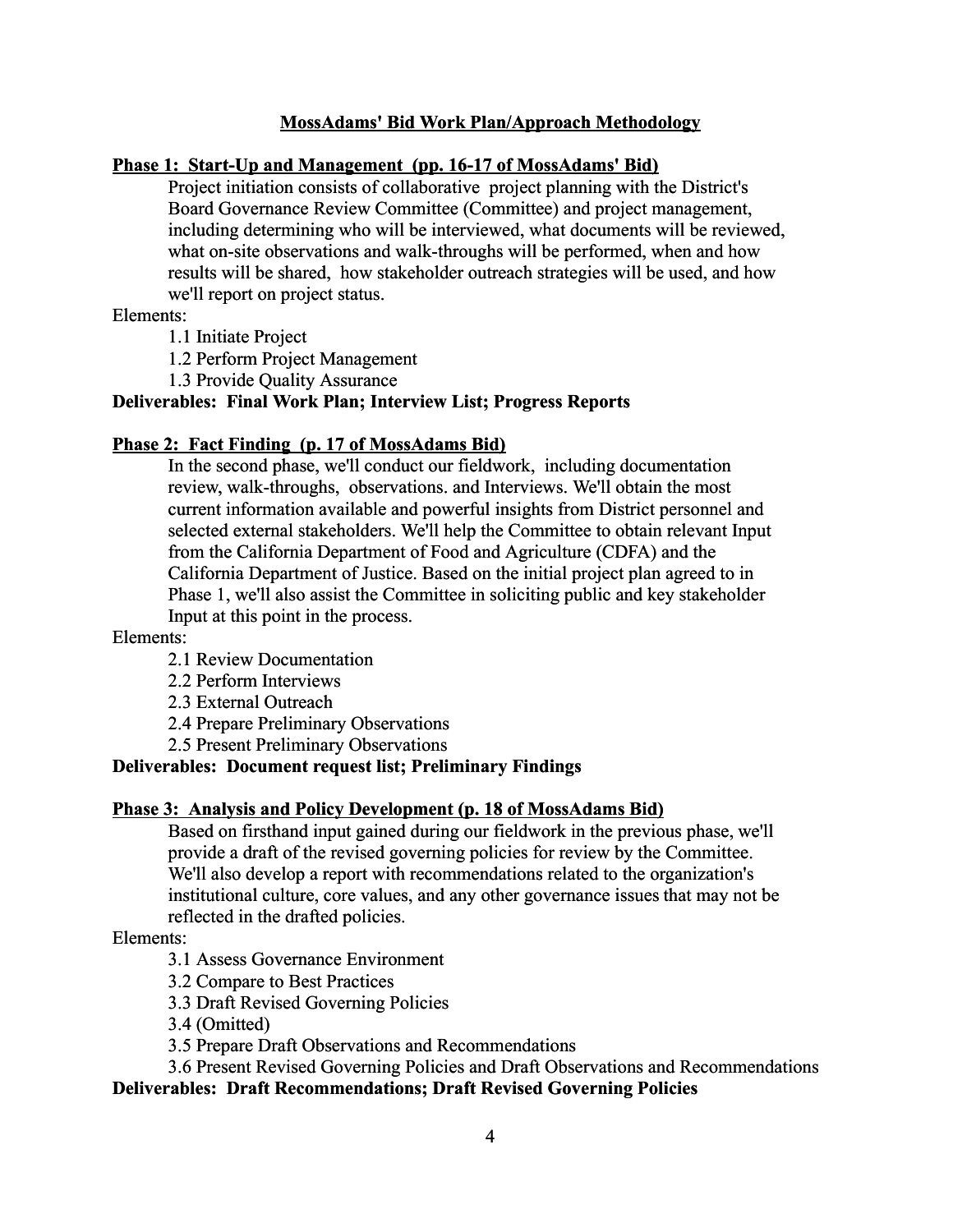## MossAdams' Bid Work Plan/Approach Methodology

### Phase 1: Start-Up and Management (pp. 16-17 of MossAdams' Bid)

Project initiation consists of collaborative project planning with the District's Board Governance Review Committee (Committee) and project management, including determining who will be interviewed, what documents will be reviewed, what on-site observations and walk-throughs will be performed, when and how results will be shared, how stakeholder outreach strategies will be used, and how we'll report on project status.

Elements:

- 1.1 Initiate Project
- 1.2 Perform Project Management
- 1.3 Provide Quality Assurance

**Deliverables: Final Work Plan; Interview List; Progress Reports**

### Phase 2: Fact Finding (p. 17 of MossAdams Bid)

In the second phase, we'll conduct our fieldwork, including documentation review, walk-throughs, observations. and Interviews. We'll obtain the most current information available and powerful insights from District personnel and selected external stakeholders. We'll help the Committee to obtain relevant Input from the California Department of Food and Agriculture (CDFA) and the California Department of Justice. Based on the initial project plan agreed to in Phase 1, we'll also assist the Committee in soliciting public and key stakeholder Input at this point in the process.

Elements:

- 2.1 Review Documentation
- 2.2 Perform Interviews
- 2.3 External Outreach
- 2.4 Prepare Preliminary Observations
- 2.5 Present Preliminary Observations

**Deliverables: Document request list; Preliminary Findings**

### Phase 3: Analysis and Policy Development (p. 18 of MossAdams Bid)

Based on firsthand input gained during our fieldwork in the previous phase, we'll provide a draft of the revised governing policies for review by the Committee. We'll also develop a report with recommendations related to the organization's institutional culture, core values, and any other governance issues that may not be reflected in the drafted policies.

Elements:

- 3.1 Assess Governance Environment
- 3.2 Compare to Best Practices
- 3.3 Draft Revised Governing Policies
- 3.4 (Omitted)
- 3.5 Prepare Draft Observations and Recommendations
- 3.6 Present Revised Governing Policies and Draft Observations and Recommendations

**Deliverables: Draft Recommendations; Draft Revised Governing Policies**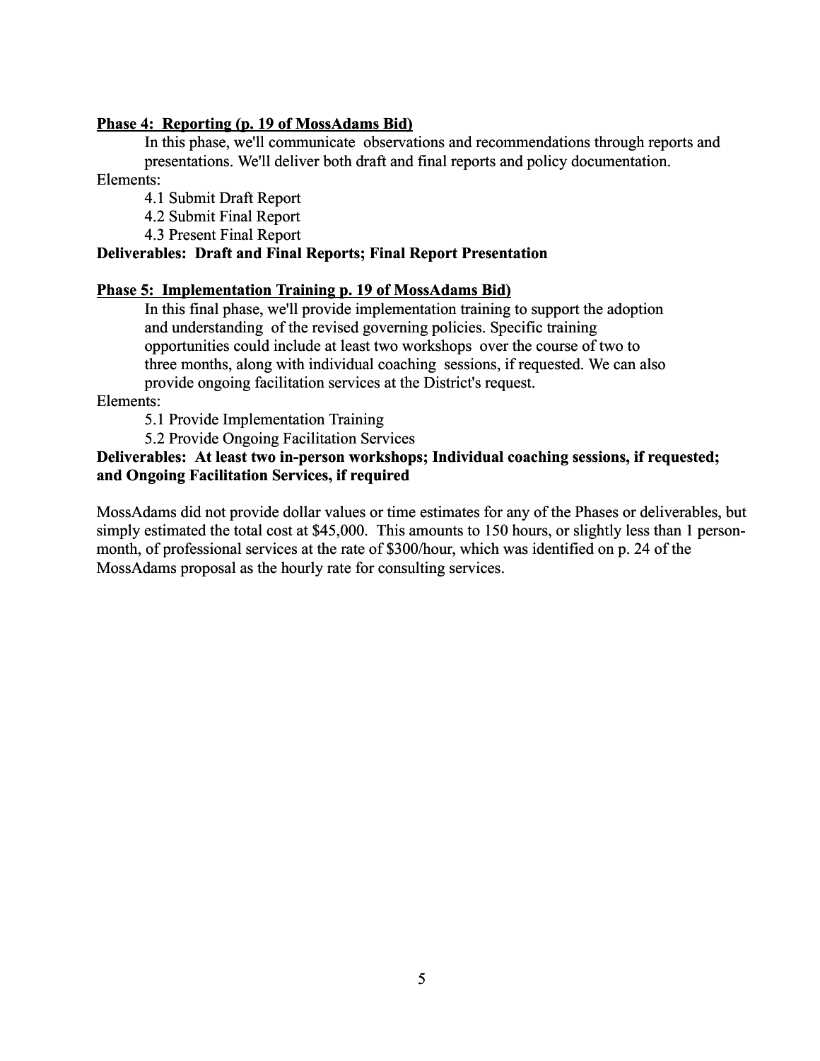**<u>Phase 4: Reporting (p. 19 of MossAdams Bid)</u>**

In this phase, we'll communicate observations and recommendations through reports and presentations. We'll deliver both draft and final reports and policy documentation.

Elements:

4.1 Submit Draft Report
4.2 Submit Final Report
4.3 Present Final Report

**Deliverables: Draft and Final Reports; Final Report Presentation**

**<u>Phase 5: Implementation Training p. 19 of MossAdams Bid)</u>**

In this final phase, we'll provide implementation training to support the adoption and understanding of the revised governing policies. Specific training opportunities could include at least two workshops over the course of two to three months, along with individual coaching sessions, if requested. We can also provide ongoing facilitation services at the District's request.

Elements:

5.1 Provide Implementation Training
5.2 Provide Ongoing Facilitation Services

**Deliverables: At least two in-person workshops; Individual coaching sessions, if requested; and Ongoing Facilitation Services, if required**

MossAdams did not provide dollar values or time estimates for any of the Phases or deliverables, but simply estimated the total cost at $45,000. This amounts to 150 hours, or slightly less than 1 person-month, of professional services at the rate of $300/hour, which was identified on p. 24 of the MossAdams proposal as the hourly rate for consulting services.